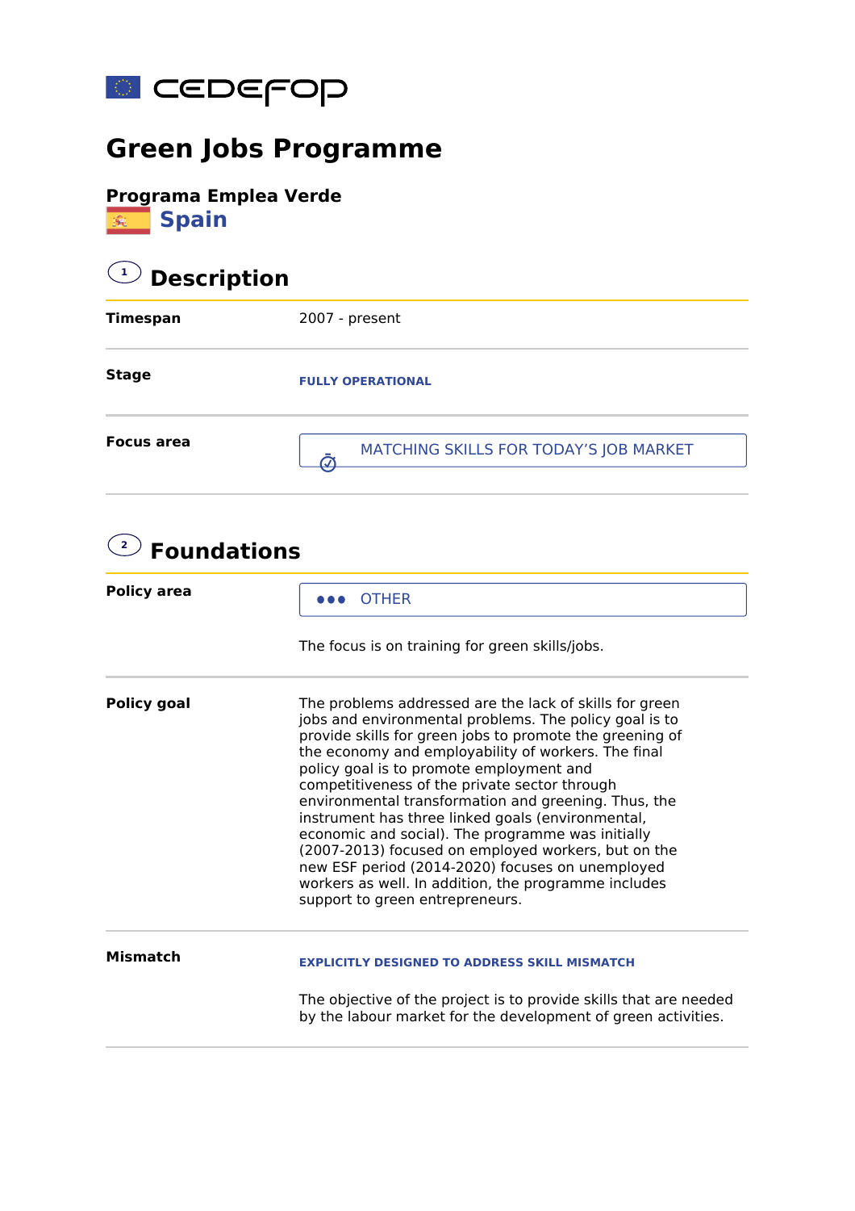cedefop

# Green Jobs Programme

**Programa Emplea Verde**

## Spain

## 1 Description

| | |
|---|---|
| **Timespan** | 2007 - present |
| **Stage** | FULLY OPERATIONAL |
| **Focus area** | MATCHING SKILLS FOR TODAY'S JOB MARKET |

## 2 Foundations

| | |
|---|---|
| **Policy area** | OTHER<br><br>The focus is on training for green skills/jobs. |
| **Policy goal** | The problems addressed are the lack of skills for green jobs and environmental problems. The policy goal is to provide skills for green jobs to promote the greening of the economy and employability of workers. The final policy goal is to promote employment and competitiveness of the private sector through environmental transformation and greening. Thus, the instrument has three linked goals (environmental, economic and social). The programme was initially (2007-2013) focused on employed workers, but on the new ESF period (2014-2020) focuses on unemployed workers as well. In addition, the programme includes support to green entrepreneurs. |
| **Mismatch** | EXPLICITLY DESIGNED TO ADDRESS SKILL MISMATCH<br><br>The objective of the project is to provide skills that are needed by the labour market for the development of green activities. |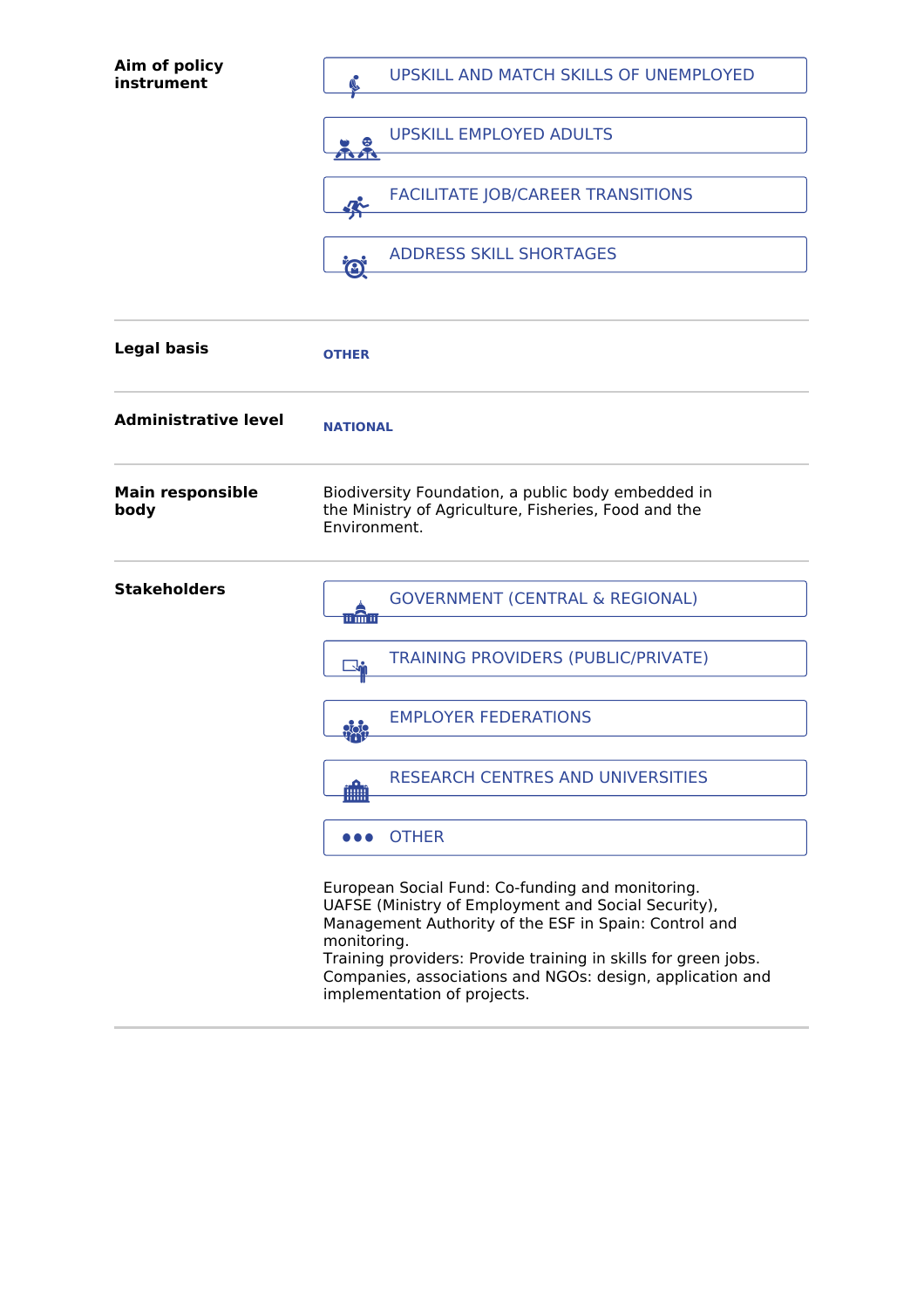**Aim of policy instrument**

- UPSKILL AND MATCH SKILLS OF UNEMPLOYED
- UPSKILL EMPLOYED ADULTS
- FACILITATE JOB/CAREER TRANSITIONS
- ADDRESS SKILL SHORTAGES

---

**Legal basis**

OTHER

---

**Administrative level**

NATIONAL

---

**Main responsible body**

Biodiversity Foundation, a public body embedded in the Ministry of Agriculture, Fisheries, Food and the Environment.

---

**Stakeholders**

- GOVERNMENT (CENTRAL & REGIONAL)
- TRAINING PROVIDERS (PUBLIC/PRIVATE)
- EMPLOYER FEDERATIONS
- RESEARCH CENTRES AND UNIVERSITIES
- OTHER

European Social Fund: Co-funding and monitoring.
UAFSE (Ministry of Employment and Social Security), Management Authority of the ESF in Spain: Control and monitoring.
Training providers: Provide training in skills for green jobs.
Companies, associations and NGOs: design, application and implementation of projects.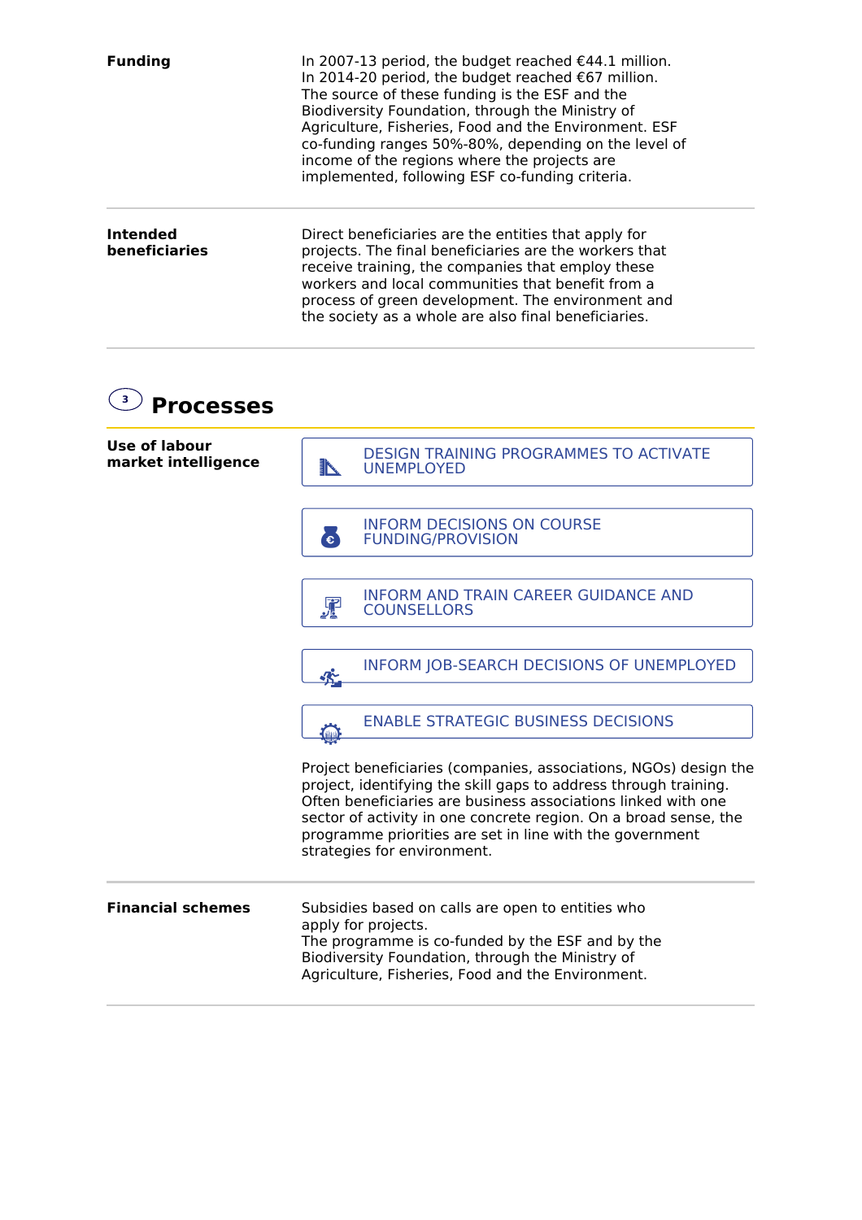**Funding**

In 2007-13 period, the budget reached €44.1 million.
In 2014-20 period, the budget reached €67 million.
The source of these funding is the ESF and the Biodiversity Foundation, through the Ministry of Agriculture, Fisheries, Food and the Environment. ESF co-funding ranges 50%-80%, depending on the level of income of the regions where the projects are implemented, following ESF co-funding criteria.

**Intended beneficiaries**

Direct beneficiaries are the entities that apply for projects. The final beneficiaries are the workers that receive training, the companies that employ these workers and local communities that benefit from a process of green development. The environment and the society as a whole are also final beneficiaries.

## 3 Processes

**Use of labour market intelligence**

- DESIGN TRAINING PROGRAMMES TO ACTIVATE UNEMPLOYED
- INFORM DECISIONS ON COURSE FUNDING/PROVISION
- INFORM AND TRAIN CAREER GUIDANCE AND COUNSELLORS
- INFORM JOB-SEARCH DECISIONS OF UNEMPLOYED
- ENABLE STRATEGIC BUSINESS DECISIONS

Project beneficiaries (companies, associations, NGOs) design the project, identifying the skill gaps to address through training. Often beneficiaries are business associations linked with one sector of activity in one concrete region. On a broad sense, the programme priorities are set in line with the government strategies for environment.

**Financial schemes**

Subsidies based on calls are open to entities who apply for projects.
The programme is co-funded by the ESF and by the Biodiversity Foundation, through the Ministry of Agriculture, Fisheries, Food and the Environment.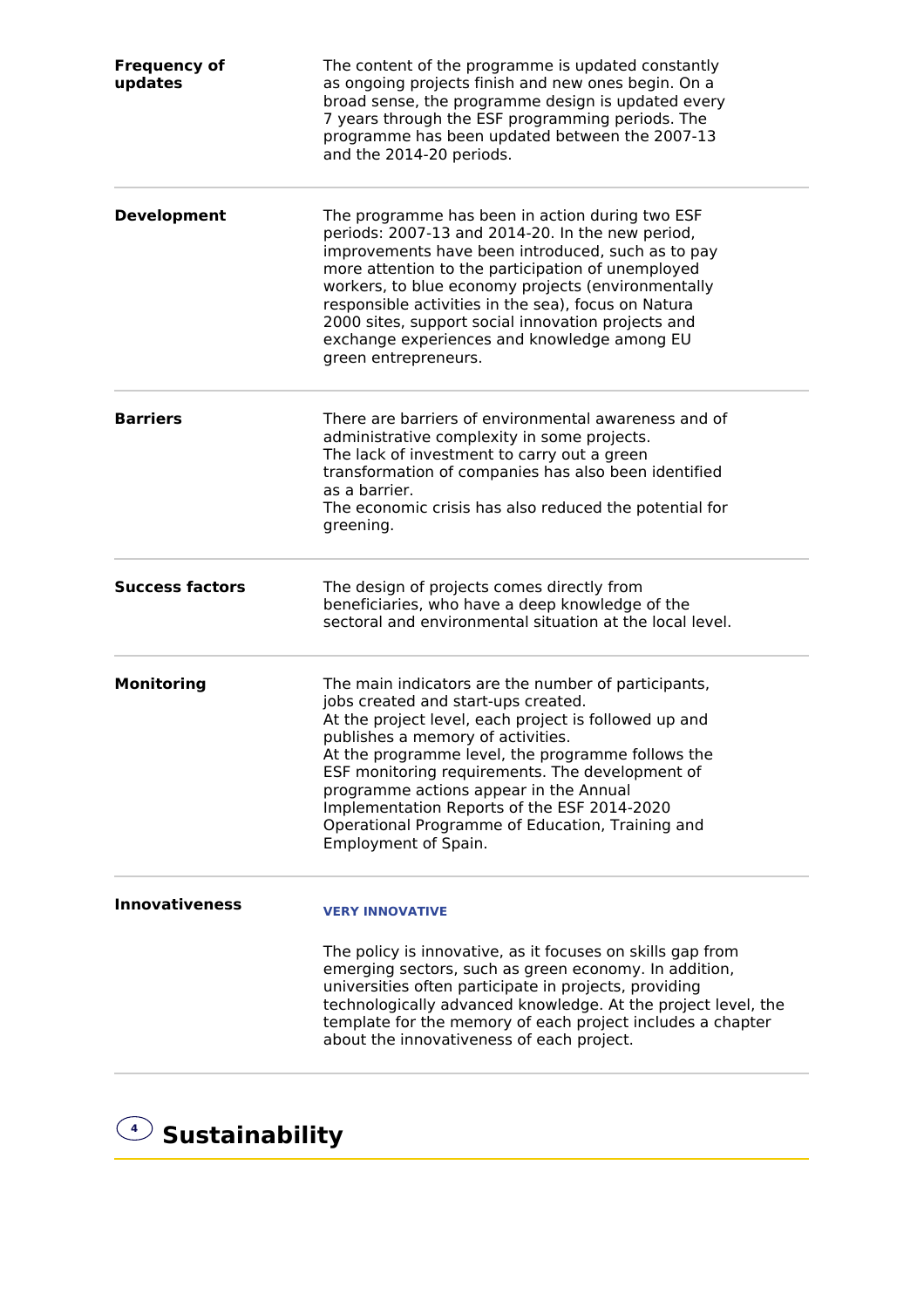| | |
|---|---|
| **Frequency of updates** | The content of the programme is updated constantly as ongoing projects finish and new ones begin. On a broad sense, the programme design is updated every 7 years through the ESF programming periods. The programme has been updated between the 2007-13 and the 2014-20 periods. |
| **Development** | The programme has been in action during two ESF periods: 2007-13 and 2014-20. In the new period, improvements have been introduced, such as to pay more attention to the participation of unemployed workers, to blue economy projects (environmentally responsible activities in the sea), focus on Natura 2000 sites, support social innovation projects and exchange experiences and knowledge among EU green entrepreneurs. |
| **Barriers** | There are barriers of environmental awareness and of administrative complexity in some projects. The lack of investment to carry out a green transformation of companies has also been identified as a barrier. The economic crisis has also reduced the potential for greening. |
| **Success factors** | The design of projects comes directly from beneficiaries, who have a deep knowledge of the sectoral and environmental situation at the local level. |
| **Monitoring** | The main indicators are the number of participants, jobs created and start-ups created. At the project level, each project is followed up and publishes a memory of activities. At the programme level, the programme follows the ESF monitoring requirements. The development of programme actions appear in the Annual Implementation Reports of the ESF 2014-2020 Operational Programme of Education, Training and Employment of Spain. |
| **Innovativeness** | **VERY INNOVATIVE** The policy is innovative, as it focuses on skills gap from emerging sectors, such as green economy. In addition, universities often participate in projects, providing technologically advanced knowledge. At the project level, the template for the memory of each project includes a chapter about the innovativeness of each project. |

## 4 Sustainability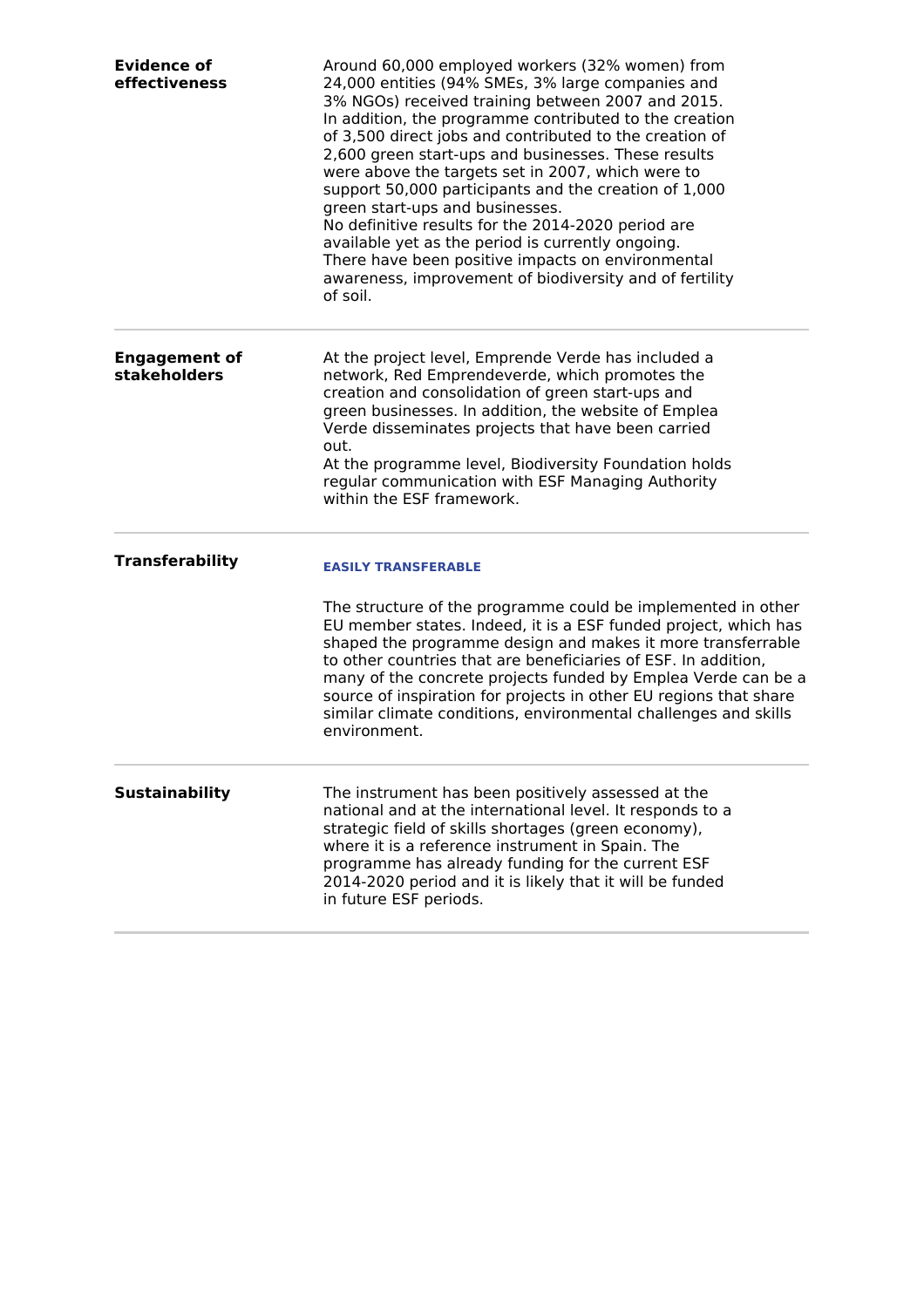| | |
|---|---|
| **Evidence of effectiveness** | Around 60,000 employed workers (32% women) from 24,000 entities (94% SMEs, 3% large companies and 3% NGOs) received training between 2007 and 2015. In addition, the programme contributed to the creation of 3,500 direct jobs and contributed to the creation of 2,600 green start-ups and businesses. These results were above the targets set in 2007, which were to support 50,000 participants and the creation of 1,000 green start-ups and businesses.<br>No definitive results for the 2014-2020 period are available yet as the period is currently ongoing.<br>There have been positive impacts on environmental awareness, improvement of biodiversity and of fertility of soil. |
| **Engagement of stakeholders** | At the project level, Emprende Verde has included a network, Red Emprendeverde, which promotes the creation and consolidation of green start-ups and green businesses. In addition, the website of Emplea Verde disseminates projects that have been carried out.<br>At the programme level, Biodiversity Foundation holds regular communication with ESF Managing Authority within the ESF framework. |
| **Transferability** | **EASILY TRANSFERABLE**<br><br>The structure of the programme could be implemented in other EU member states. Indeed, it is a ESF funded project, which has shaped the programme design and makes it more transferrable to other countries that are beneficiaries of ESF. In addition, many of the concrete projects funded by Emplea Verde can be a source of inspiration for projects in other EU regions that share similar climate conditions, environmental challenges and skills environment. |
| **Sustainability** | The instrument has been positively assessed at the national and at the international level. It responds to a strategic field of skills shortages (green economy), where it is a reference instrument in Spain. The programme has already funding for the current ESF 2014-2020 period and it is likely that it will be funded in future ESF periods. |